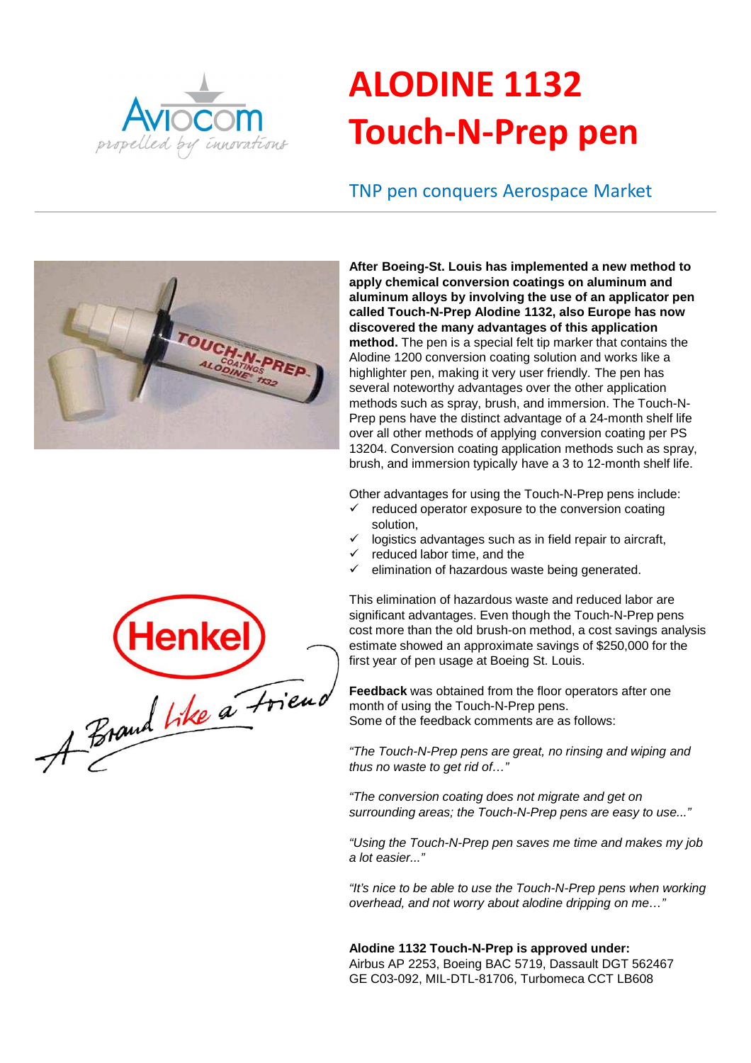# ALODINE 1132 Touch-N-Prep pen

## TNP pen conquers Aerospace Market

**After Boeing-St. Louis has implemented a new method to apply chemical conversion coatings on aluminum and aluminum alloys by involving the use of an applicator pen called Touch-N-Prep Alodine 1132, also Europe has now discovered the many advantages of this application method.** The pen is a special felt tip marker that contains the Alodine 1200 conversion coating solution and works like a highlighter pen, making it very user friendly. The pen has several noteworthy advantages over the other application methods such as spray, brush, and immersion. The Touch-N-Prep pens have the distinct advantage of a 24-month shelf life over all other methods of applying conversion coating per PS 13204. Conversion coating application methods such as spray, brush, and immersion typically have a 3 to 12-month shelf life.

Other advantages for using the Touch-N-Prep pens include:

- ✓ reduced operator exposure to the conversion coating solution,
- ✓ logistics advantages such as in field repair to aircraft,
- ✓ reduced labor time, and the
- ✓ elimination of hazardous waste being generated.

This elimination of hazardous waste and reduced labor are significant advantages. Even though the Touch-N-Prep pens cost more than the old brush-on method, a cost savings analysis estimate showed an approximate savings of $250,000 for the first year of pen usage at Boeing St. Louis.

**Feedback** was obtained from the floor operators after one month of using the Touch-N-Prep pens.
Some of the feedback comments are as follows:

*"The Touch-N-Prep pens are great, no rinsing and wiping and thus no waste to get rid of…"*

*"The conversion coating does not migrate and get on surrounding areas; the Touch-N-Prep pens are easy to use..."*

*"Using the Touch-N-Prep pen saves me time and makes my job a lot easier..."*

*"It's nice to be able to use the Touch-N-Prep pens when working overhead, and not worry about alodine dripping on me…"*

**Alodine 1132 Touch-N-Prep is approved under:**
Airbus AP 2253, Boeing BAC 5719, Dassault DGT 562467
GE C03-092, MIL-DTL-81706, Turbomeca CCT LB608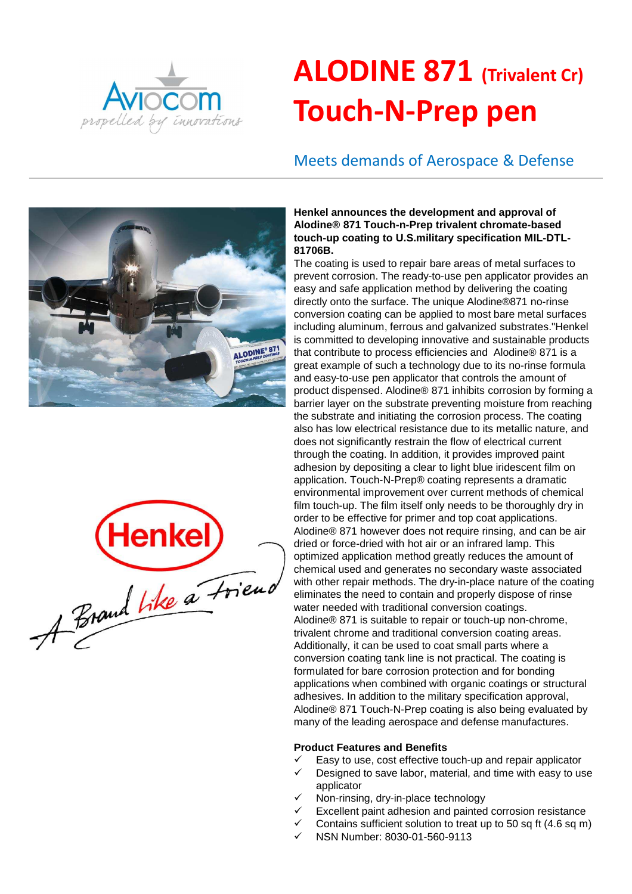# ALODINE 871 (Trivalent Cr) Touch-N-Prep pen

Meets demands of Aerospace & Defense

**Henkel announces the development and approval of Alodine® 871 Touch-n-Prep trivalent chromate-based touch-up coating to U.S.military specification MIL-DTL-81706B.**

The coating is used to repair bare areas of metal surfaces to prevent corrosion. The ready-to-use pen applicator provides an easy and safe application method by delivering the coating directly onto the surface. The unique Alodine®871 no-rinse conversion coating can be applied to most bare metal surfaces including aluminum, ferrous and galvanized substrates."Henkel is committed to developing innovative and sustainable products that contribute to process efficiencies and Alodine® 871 is a great example of such a technology due to its no-rinse formula and easy-to-use pen applicator that controls the amount of product dispensed. Alodine® 871 inhibits corrosion by forming a barrier layer on the substrate preventing moisture from reaching the substrate and initiating the corrosion process. The coating also has low electrical resistance due to its metallic nature, and does not significantly restrain the flow of electrical current through the coating. In addition, it provides improved paint adhesion by depositing a clear to light blue iridescent film on application. Touch-N-Prep® coating represents a dramatic environmental improvement over current methods of chemical film touch-up. The film itself only needs to be thoroughly dry in order to be effective for primer and top coat applications. Alodine® 871 however does not require rinsing, and can be air dried or force-dried with hot air or an infrared lamp. This optimized application method greatly reduces the amount of chemical used and generates no secondary waste associated with other repair methods. The dry-in-place nature of the coating eliminates the need to contain and properly dispose of rinse water needed with traditional conversion coatings. Alodine® 871 is suitable to repair or touch-up non-chrome, trivalent chrome and traditional conversion coating areas. Additionally, it can be used to coat small parts where a conversion coating tank line is not practical. The coating is formulated for bare corrosion protection and for bonding applications when combined with organic coatings or structural adhesives. In addition to the military specification approval, Alodine® 871 Touch-N-Prep coating is also being evaluated by many of the leading aerospace and defense manufactures.

**Product Features and Benefits**

- ✓ Easy to use, cost effective touch-up and repair applicator
- ✓ Designed to save labor, material, and time with easy to use applicator
- ✓ Non-rinsing, dry-in-place technology
- ✓ Excellent paint adhesion and painted corrosion resistance
- ✓ Contains sufficient solution to treat up to 50 sq ft (4.6 sq m)
- ✓ NSN Number: 8030-01-560-9113